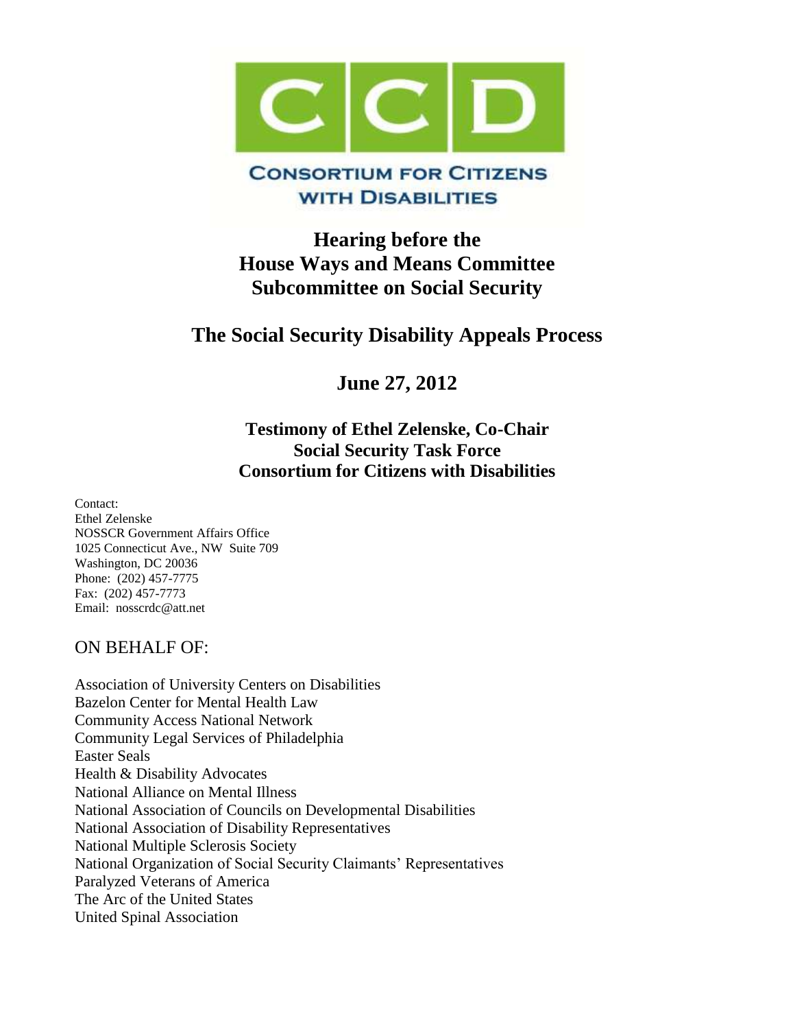# CCD

**CONSORTIUM FOR CITIZENS WITH DISABILITIES**

## Hearing before the House Ways and Means Committee Subcommittee on Social Security

## The Social Security Disability Appeals Process

## June 27, 2012

### Testimony of Ethel Zelenske, Co-Chair Social Security Task Force Consortium for Citizens with Disabilities

Contact:
Ethel Zelenske
NOSSCR Government Affairs Office
1025 Connecticut Ave., NW Suite 709
Washington, DC 20036
Phone: (202) 457-7775
Fax: (202) 457-7773
Email: nosscrdc@att.net

ON BEHALF OF:

Association of University Centers on Disabilities
Bazelon Center for Mental Health Law
Community Access National Network
Community Legal Services of Philadelphia
Easter Seals
Health & Disability Advocates
National Alliance on Mental Illness
National Association of Councils on Developmental Disabilities
National Association of Disability Representatives
National Multiple Sclerosis Society
National Organization of Social Security Claimants' Representatives
Paralyzed Veterans of America
The Arc of the United States
United Spinal Association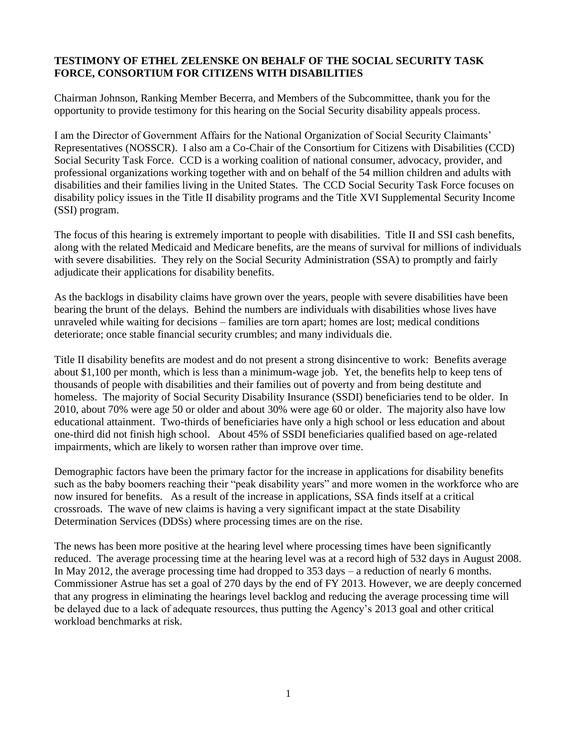**TESTIMONY OF ETHEL ZELENSKE ON BEHALF OF THE SOCIAL SECURITY TASK FORCE, CONSORTIUM FOR CITIZENS WITH DISABILITIES**

Chairman Johnson, Ranking Member Becerra, and Members of the Subcommittee, thank you for the opportunity to provide testimony for this hearing on the Social Security disability appeals process.

I am the Director of Government Affairs for the National Organization of Social Security Claimants' Representatives (NOSSCR). I also am a Co-Chair of the Consortium for Citizens with Disabilities (CCD) Social Security Task Force. CCD is a working coalition of national consumer, advocacy, provider, and professional organizations working together with and on behalf of the 54 million children and adults with disabilities and their families living in the United States. The CCD Social Security Task Force focuses on disability policy issues in the Title II disability programs and the Title XVI Supplemental Security Income (SSI) program.

The focus of this hearing is extremely important to people with disabilities. Title II and SSI cash benefits, along with the related Medicaid and Medicare benefits, are the means of survival for millions of individuals with severe disabilities. They rely on the Social Security Administration (SSA) to promptly and fairly adjudicate their applications for disability benefits.

As the backlogs in disability claims have grown over the years, people with severe disabilities have been bearing the brunt of the delays. Behind the numbers are individuals with disabilities whose lives have unraveled while waiting for decisions – families are torn apart; homes are lost; medical conditions deteriorate; once stable financial security crumbles; and many individuals die.

Title II disability benefits are modest and do not present a strong disincentive to work: Benefits average about $1,100 per month, which is less than a minimum-wage job. Yet, the benefits help to keep tens of thousands of people with disabilities and their families out of poverty and from being destitute and homeless. The majority of Social Security Disability Insurance (SSDI) beneficiaries tend to be older. In 2010, about 70% were age 50 or older and about 30% were age 60 or older. The majority also have low educational attainment. Two-thirds of beneficiaries have only a high school or less education and about one-third did not finish high school. About 45% of SSDI beneficiaries qualified based on age-related impairments, which are likely to worsen rather than improve over time.

Demographic factors have been the primary factor for the increase in applications for disability benefits such as the baby boomers reaching their "peak disability years" and more women in the workforce who are now insured for benefits. As a result of the increase in applications, SSA finds itself at a critical crossroads. The wave of new claims is having a very significant impact at the state Disability Determination Services (DDSs) where processing times are on the rise.

The news has been more positive at the hearing level where processing times have been significantly reduced. The average processing time at the hearing level was at a record high of 532 days in August 2008. In May 2012, the average processing time had dropped to 353 days – a reduction of nearly 6 months. Commissioner Astrue has set a goal of 270 days by the end of FY 2013. However, we are deeply concerned that any progress in eliminating the hearings level backlog and reducing the average processing time will be delayed due to a lack of adequate resources, thus putting the Agency's 2013 goal and other critical workload benchmarks at risk.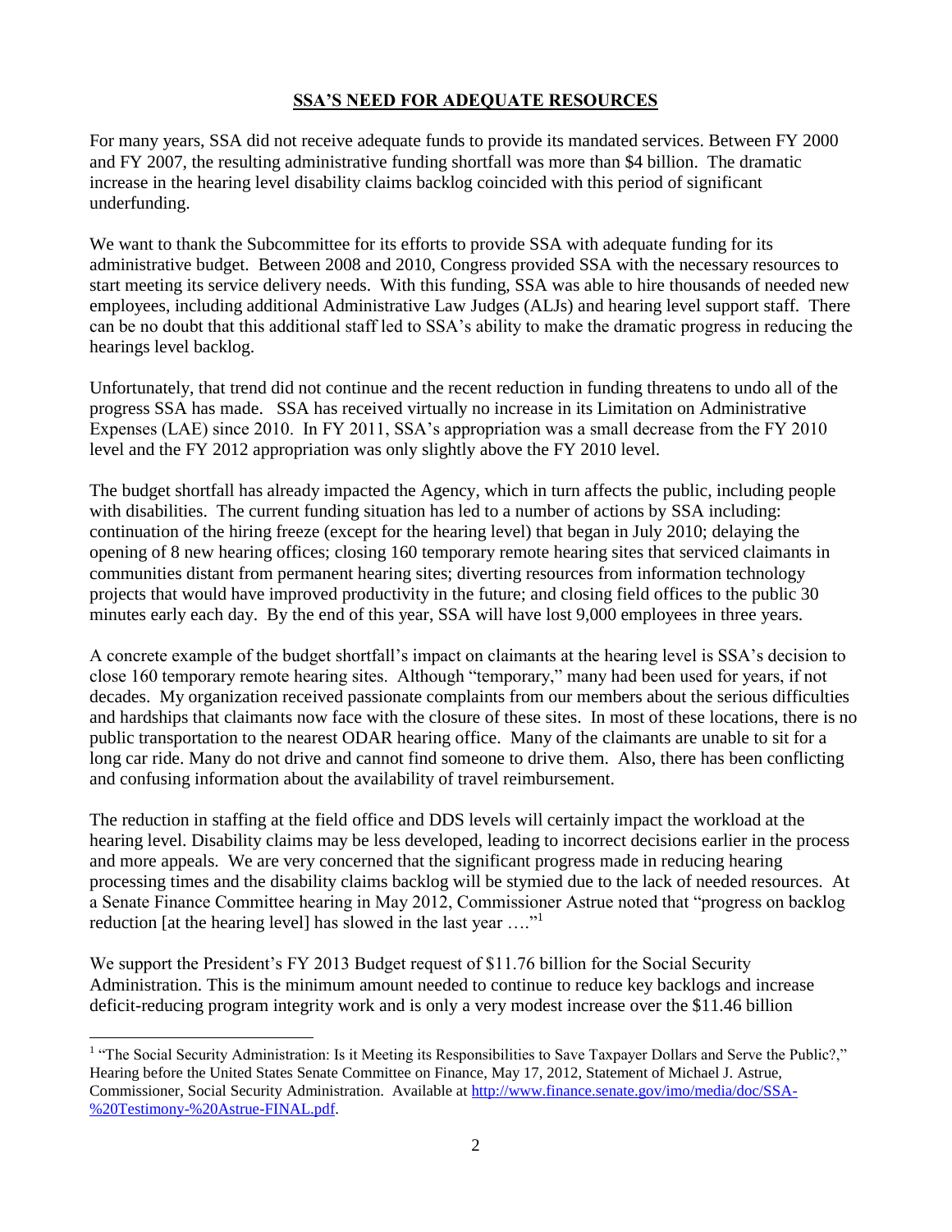## SSA'S NEED FOR ADEQUATE RESOURCES

For many years, SSA did not receive adequate funds to provide its mandated services. Between FY 2000 and FY 2007, the resulting administrative funding shortfall was more than $4 billion. The dramatic increase in the hearing level disability claims backlog coincided with this period of significant underfunding.

We want to thank the Subcommittee for its efforts to provide SSA with adequate funding for its administrative budget. Between 2008 and 2010, Congress provided SSA with the necessary resources to start meeting its service delivery needs. With this funding, SSA was able to hire thousands of needed new employees, including additional Administrative Law Judges (ALJs) and hearing level support staff. There can be no doubt that this additional staff led to SSA's ability to make the dramatic progress in reducing the hearings level backlog.

Unfortunately, that trend did not continue and the recent reduction in funding threatens to undo all of the progress SSA has made. SSA has received virtually no increase in its Limitation on Administrative Expenses (LAE) since 2010. In FY 2011, SSA's appropriation was a small decrease from the FY 2010 level and the FY 2012 appropriation was only slightly above the FY 2010 level.

The budget shortfall has already impacted the Agency, which in turn affects the public, including people with disabilities. The current funding situation has led to a number of actions by SSA including: continuation of the hiring freeze (except for the hearing level) that began in July 2010; delaying the opening of 8 new hearing offices; closing 160 temporary remote hearing sites that serviced claimants in communities distant from permanent hearing sites; diverting resources from information technology projects that would have improved productivity in the future; and closing field offices to the public 30 minutes early each day. By the end of this year, SSA will have lost 9,000 employees in three years.

A concrete example of the budget shortfall's impact on claimants at the hearing level is SSA's decision to close 160 temporary remote hearing sites. Although "temporary," many had been used for years, if not decades. My organization received passionate complaints from our members about the serious difficulties and hardships that claimants now face with the closure of these sites. In most of these locations, there is no public transportation to the nearest ODAR hearing office. Many of the claimants are unable to sit for a long car ride. Many do not drive and cannot find someone to drive them. Also, there has been conflicting and confusing information about the availability of travel reimbursement.

The reduction in staffing at the field office and DDS levels will certainly impact the workload at the hearing level. Disability claims may be less developed, leading to incorrect decisions earlier in the process and more appeals. We are very concerned that the significant progress made in reducing hearing processing times and the disability claims backlog will be stymied due to the lack of needed resources. At a Senate Finance Committee hearing in May 2012, Commissioner Astrue noted that "progress on backlog reduction [at the hearing level] has slowed in the last year …."[1]

We support the President's FY 2013 Budget request of $11.76 billion for the Social Security Administration. This is the minimum amount needed to continue to reduce key backlogs and increase deficit-reducing program integrity work and is only a very modest increase over the $11.46 billion

---

[1] "The Social Security Administration: Is it Meeting its Responsibilities to Save Taxpayer Dollars and Serve the Public?," Hearing before the United States Senate Committee on Finance, May 17, 2012, Statement of Michael J. Astrue, Commissioner, Social Security Administration. Available at http://www.finance.senate.gov/imo/media/doc/SSA-%20Testimony-%20Astrue-FINAL.pdf.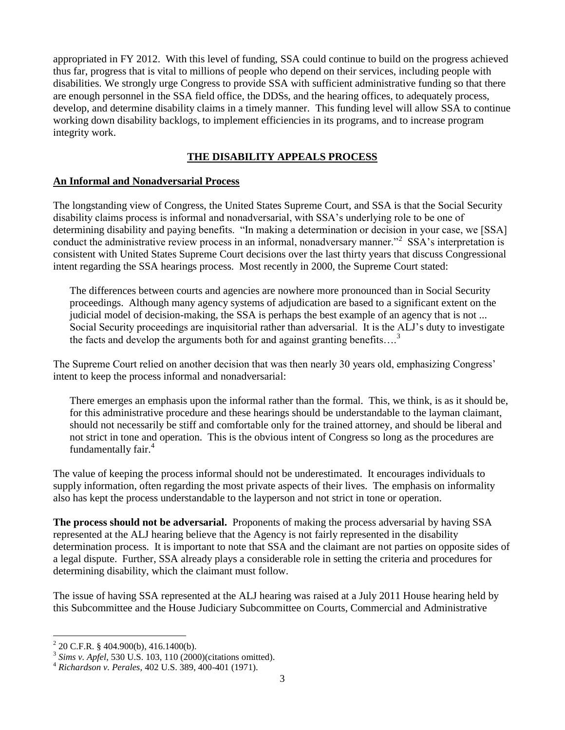appropriated in FY 2012. With this level of funding, SSA could continue to build on the progress achieved thus far, progress that is vital to millions of people who depend on their services, including people with disabilities. We strongly urge Congress to provide SSA with sufficient administrative funding so that there are enough personnel in the SSA field office, the DDSs, and the hearing offices, to adequately process, develop, and determine disability claims in a timely manner. This funding level will allow SSA to continue working down disability backlogs, to implement efficiencies in its programs, and to increase program integrity work.

## **THE DISABILITY APPEALS PROCESS**

### **An Informal and Nonadversarial Process**

The longstanding view of Congress, the United States Supreme Court, and SSA is that the Social Security disability claims process is informal and nonadversarial, with SSA's underlying role to be one of determining disability and paying benefits. "In making a determination or decision in your case, we [SSA] conduct the administrative review process in an informal, nonadversary manner."[2] SSA's interpretation is consistent with United States Supreme Court decisions over the last thirty years that discuss Congressional intent regarding the SSA hearings process. Most recently in 2000, the Supreme Court stated:

> The differences between courts and agencies are nowhere more pronounced than in Social Security proceedings. Although many agency systems of adjudication are based to a significant extent on the judicial model of decision-making, the SSA is perhaps the best example of an agency that is not ... Social Security proceedings are inquisitorial rather than adversarial. It is the ALJ's duty to investigate the facts and develop the arguments both for and against granting benefits….[3]

The Supreme Court relied on another decision that was then nearly 30 years old, emphasizing Congress' intent to keep the process informal and nonadversarial:

> There emerges an emphasis upon the informal rather than the formal. This, we think, is as it should be, for this administrative procedure and these hearings should be understandable to the layman claimant, should not necessarily be stiff and comfortable only for the trained attorney, and should be liberal and not strict in tone and operation. This is the obvious intent of Congress so long as the procedures are fundamentally fair.[4]

The value of keeping the process informal should not be underestimated. It encourages individuals to supply information, often regarding the most private aspects of their lives. The emphasis on informality also has kept the process understandable to the layperson and not strict in tone or operation.

**The process should not be adversarial.** Proponents of making the process adversarial by having SSA represented at the ALJ hearing believe that the Agency is not fairly represented in the disability determination process. It is important to note that SSA and the claimant are not parties on opposite sides of a legal dispute. Further, SSA already plays a considerable role in setting the criteria and procedures for determining disability, which the claimant must follow.

The issue of having SSA represented at the ALJ hearing was raised at a July 2011 House hearing held by this Subcommittee and the House Judiciary Subcommittee on Courts, Commercial and Administrative

---

[2] 20 C.F.R. § 404.900(b), 416.1400(b).

[3] *Sims v. Apfel*, 530 U.S. 103, 110 (2000)(citations omitted).

[4] *Richardson v. Perales,* 402 U.S. 389, 400-401 (1971).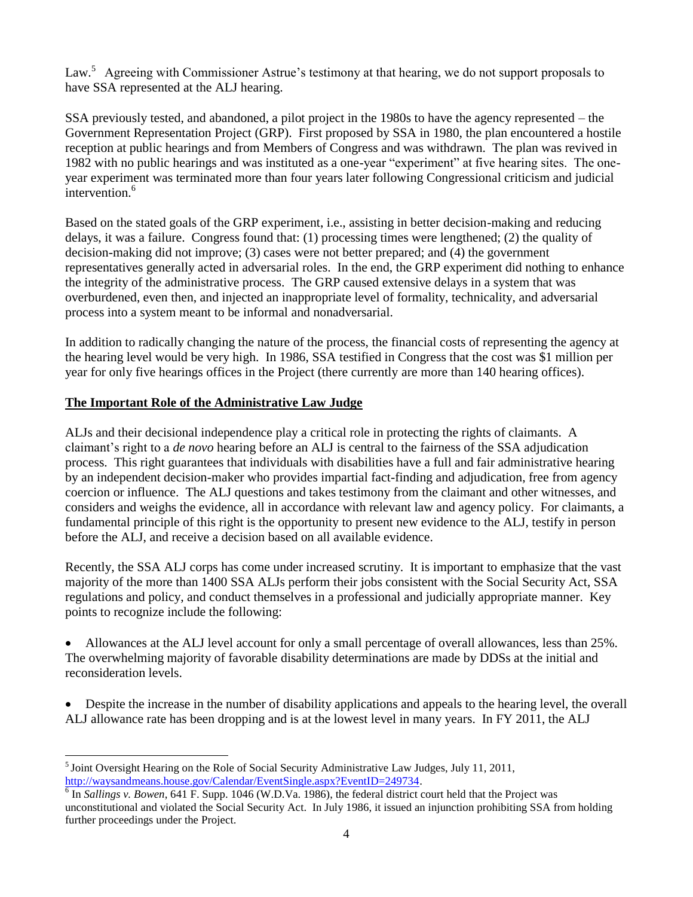Law.[5] Agreeing with Commissioner Astrue's testimony at that hearing, we do not support proposals to have SSA represented at the ALJ hearing.

SSA previously tested, and abandoned, a pilot project in the 1980s to have the agency represented – the Government Representation Project (GRP). First proposed by SSA in 1980, the plan encountered a hostile reception at public hearings and from Members of Congress and was withdrawn. The plan was revived in 1982 with no public hearings and was instituted as a one-year "experiment" at five hearing sites. The one-year experiment was terminated more than four years later following Congressional criticism and judicial intervention.[6]

Based on the stated goals of the GRP experiment, i.e., assisting in better decision-making and reducing delays, it was a failure. Congress found that: (1) processing times were lengthened; (2) the quality of decision-making did not improve; (3) cases were not better prepared; and (4) the government representatives generally acted in adversarial roles. In the end, the GRP experiment did nothing to enhance the integrity of the administrative process. The GRP caused extensive delays in a system that was overburdened, even then, and injected an inappropriate level of formality, technicality, and adversarial process into a system meant to be informal and nonadversarial.

In addition to radically changing the nature of the process, the financial costs of representing the agency at the hearing level would be very high. In 1986, SSA testified in Congress that the cost was $1 million per year for only five hearings offices in the Project (there currently are more than 140 hearing offices).

## The Important Role of the Administrative Law Judge

ALJs and their decisional independence play a critical role in protecting the rights of claimants. A claimant's right to a *de novo* hearing before an ALJ is central to the fairness of the SSA adjudication process. This right guarantees that individuals with disabilities have a full and fair administrative hearing by an independent decision-maker who provides impartial fact-finding and adjudication, free from agency coercion or influence. The ALJ questions and takes testimony from the claimant and other witnesses, and considers and weighs the evidence, all in accordance with relevant law and agency policy. For claimants, a fundamental principle of this right is the opportunity to present new evidence to the ALJ, testify in person before the ALJ, and receive a decision based on all available evidence.

Recently, the SSA ALJ corps has come under increased scrutiny. It is important to emphasize that the vast majority of the more than 1400 SSA ALJs perform their jobs consistent with the Social Security Act, SSA regulations and policy, and conduct themselves in a professional and judicially appropriate manner. Key points to recognize include the following:

- Allowances at the ALJ level account for only a small percentage of overall allowances, less than 25%. The overwhelming majority of favorable disability determinations are made by DDSs at the initial and reconsideration levels.

- Despite the increase in the number of disability applications and appeals to the hearing level, the overall ALJ allowance rate has been dropping and is at the lowest level in many years. In FY 2011, the ALJ

---

[5] Joint Oversight Hearing on the Role of Social Security Administrative Law Judges, July 11, 2011, http://waysandmeans.house.gov/Calendar/EventSingle.aspx?EventID=249734.

[6] In *Sallings v. Bowen*, 641 F. Supp. 1046 (W.D.Va. 1986), the federal district court held that the Project was unconstitutional and violated the Social Security Act. In July 1986, it issued an injunction prohibiting SSA from holding further proceedings under the Project.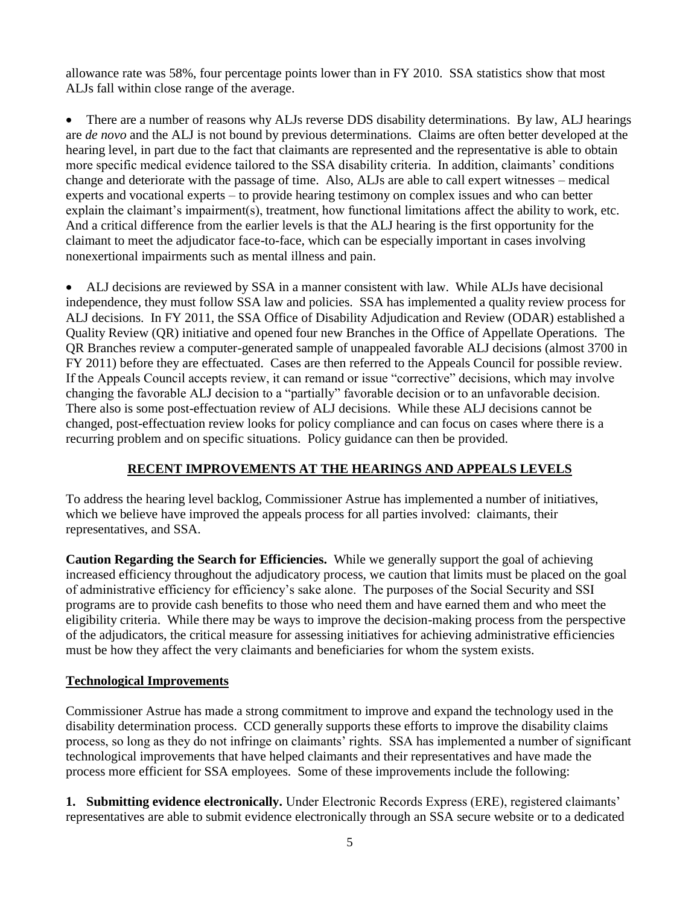allowance rate was 58%, four percentage points lower than in FY 2010. SSA statistics show that most ALJs fall within close range of the average.

- There are a number of reasons why ALJs reverse DDS disability determinations. By law, ALJ hearings are *de novo* and the ALJ is not bound by previous determinations. Claims are often better developed at the hearing level, in part due to the fact that claimants are represented and the representative is able to obtain more specific medical evidence tailored to the SSA disability criteria. In addition, claimants' conditions change and deteriorate with the passage of time. Also, ALJs are able to call expert witnesses – medical experts and vocational experts – to provide hearing testimony on complex issues and who can better explain the claimant's impairment(s), treatment, how functional limitations affect the ability to work, etc. And a critical difference from the earlier levels is that the ALJ hearing is the first opportunity for the claimant to meet the adjudicator face-to-face, which can be especially important in cases involving nonexertional impairments such as mental illness and pain.

- ALJ decisions are reviewed by SSA in a manner consistent with law. While ALJs have decisional independence, they must follow SSA law and policies. SSA has implemented a quality review process for ALJ decisions. In FY 2011, the SSA Office of Disability Adjudication and Review (ODAR) established a Quality Review (QR) initiative and opened four new Branches in the Office of Appellate Operations. The QR Branches review a computer-generated sample of unappealed favorable ALJ decisions (almost 3700 in FY 2011) before they are effectuated. Cases are then referred to the Appeals Council for possible review. If the Appeals Council accepts review, it can remand or issue "corrective" decisions, which may involve changing the favorable ALJ decision to a "partially" favorable decision or to an unfavorable decision. There also is some post-effectuation review of ALJ decisions. While these ALJ decisions cannot be changed, post-effectuation review looks for policy compliance and can focus on cases where there is a recurring problem and on specific situations. Policy guidance can then be provided.

## RECENT IMPROVEMENTS AT THE HEARINGS AND APPEALS LEVELS

To address the hearing level backlog, Commissioner Astrue has implemented a number of initiatives, which we believe have improved the appeals process for all parties involved: claimants, their representatives, and SSA.

**Caution Regarding the Search for Efficiencies.** While we generally support the goal of achieving increased efficiency throughout the adjudicatory process, we caution that limits must be placed on the goal of administrative efficiency for efficiency's sake alone. The purposes of the Social Security and SSI programs are to provide cash benefits to those who need them and have earned them and who meet the eligibility criteria. While there may be ways to improve the decision-making process from the perspective of the adjudicators, the critical measure for assessing initiatives for achieving administrative efficiencies must be how they affect the very claimants and beneficiaries for whom the system exists.

### Technological Improvements

Commissioner Astrue has made a strong commitment to improve and expand the technology used in the disability determination process. CCD generally supports these efforts to improve the disability claims process, so long as they do not infringe on claimants' rights. SSA has implemented a number of significant technological improvements that have helped claimants and their representatives and have made the process more efficient for SSA employees. Some of these improvements include the following:

**1. Submitting evidence electronically.** Under Electronic Records Express (ERE), registered claimants' representatives are able to submit evidence electronically through an SSA secure website or to a dedicated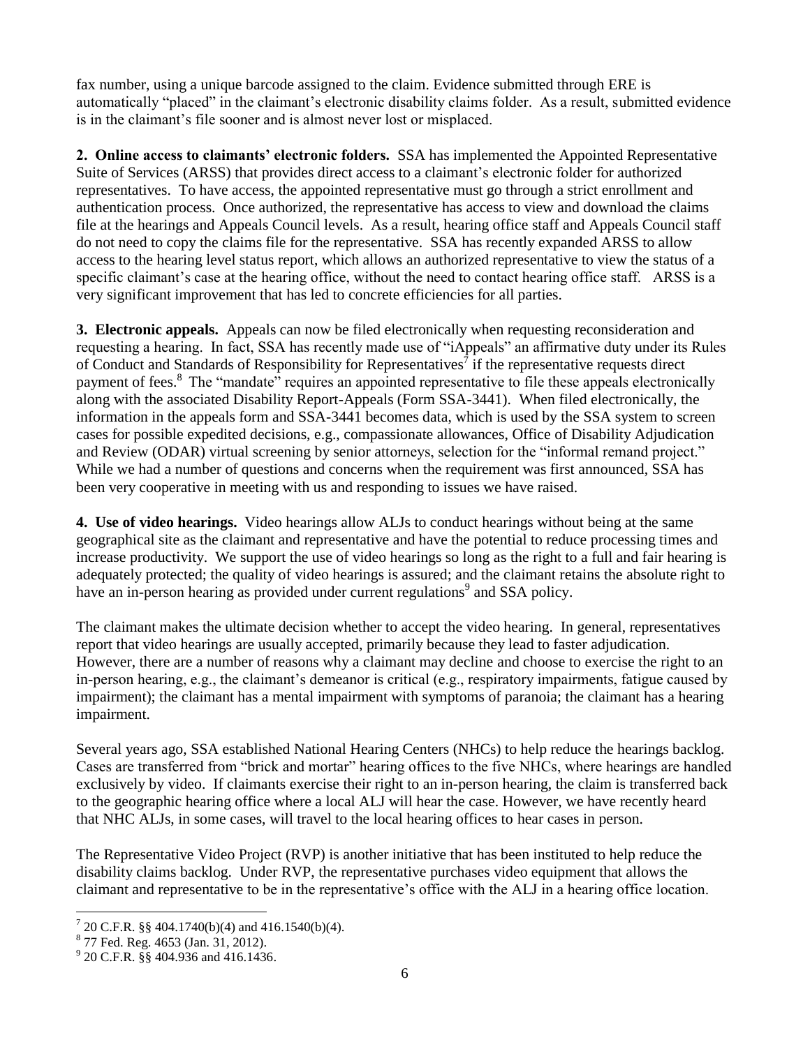fax number, using a unique barcode assigned to the claim. Evidence submitted through ERE is automatically "placed" in the claimant's electronic disability claims folder. As a result, submitted evidence is in the claimant's file sooner and is almost never lost or misplaced.

**2. Online access to claimants' electronic folders.** SSA has implemented the Appointed Representative Suite of Services (ARSS) that provides direct access to a claimant's electronic folder for authorized representatives. To have access, the appointed representative must go through a strict enrollment and authentication process. Once authorized, the representative has access to view and download the claims file at the hearings and Appeals Council levels. As a result, hearing office staff and Appeals Council staff do not need to copy the claims file for the representative. SSA has recently expanded ARSS to allow access to the hearing level status report, which allows an authorized representative to view the status of a specific claimant's case at the hearing office, without the need to contact hearing office staff. ARSS is a very significant improvement that has led to concrete efficiencies for all parties.

**3. Electronic appeals.** Appeals can now be filed electronically when requesting reconsideration and requesting a hearing. In fact, SSA has recently made use of "iAppeals" an affirmative duty under its Rules of Conduct and Standards of Responsibility for Representatives[7] if the representative requests direct payment of fees.[8] The "mandate" requires an appointed representative to file these appeals electronically along with the associated Disability Report-Appeals (Form SSA-3441). When filed electronically, the information in the appeals form and SSA-3441 becomes data, which is used by the SSA system to screen cases for possible expedited decisions, e.g., compassionate allowances, Office of Disability Adjudication and Review (ODAR) virtual screening by senior attorneys, selection for the "informal remand project." While we had a number of questions and concerns when the requirement was first announced, SSA has been very cooperative in meeting with us and responding to issues we have raised.

**4. Use of video hearings.** Video hearings allow ALJs to conduct hearings without being at the same geographical site as the claimant and representative and have the potential to reduce processing times and increase productivity. We support the use of video hearings so long as the right to a full and fair hearing is adequately protected; the quality of video hearings is assured; and the claimant retains the absolute right to have an in-person hearing as provided under current regulations[9] and SSA policy.

The claimant makes the ultimate decision whether to accept the video hearing. In general, representatives report that video hearings are usually accepted, primarily because they lead to faster adjudication. However, there are a number of reasons why a claimant may decline and choose to exercise the right to an in-person hearing, e.g., the claimant's demeanor is critical (e.g., respiratory impairments, fatigue caused by impairment); the claimant has a mental impairment with symptoms of paranoia; the claimant has a hearing impairment.

Several years ago, SSA established National Hearing Centers (NHCs) to help reduce the hearings backlog. Cases are transferred from "brick and mortar" hearing offices to the five NHCs, where hearings are handled exclusively by video. If claimants exercise their right to an in-person hearing, the claim is transferred back to the geographic hearing office where a local ALJ will hear the case. However, we have recently heard that NHC ALJs, in some cases, will travel to the local hearing offices to hear cases in person.

The Representative Video Project (RVP) is another initiative that has been instituted to help reduce the disability claims backlog. Under RVP, the representative purchases video equipment that allows the claimant and representative to be in the representative's office with the ALJ in a hearing office location.

---

[7] 20 C.F.R. §§ 404.1740(b)(4) and 416.1540(b)(4).

[8] 77 Fed. Reg. 4653 (Jan. 31, 2012).

[9] 20 C.F.R. §§ 404.936 and 416.1436.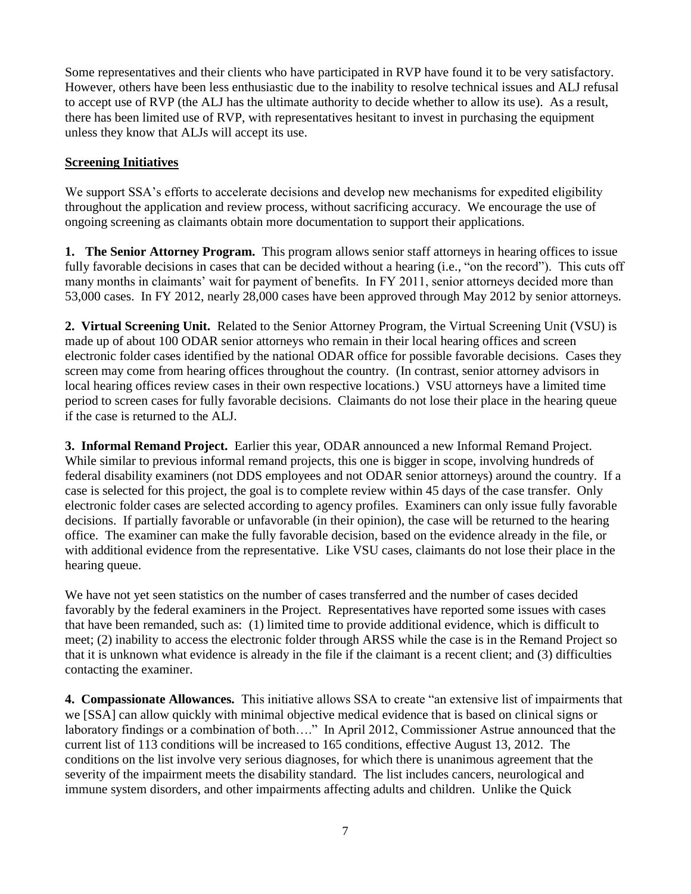Some representatives and their clients who have participated in RVP have found it to be very satisfactory. However, others have been less enthusiastic due to the inability to resolve technical issues and ALJ refusal to accept use of RVP (the ALJ has the ultimate authority to decide whether to allow its use). As a result, there has been limited use of RVP, with representatives hesitant to invest in purchasing the equipment unless they know that ALJs will accept its use.

## Screening Initiatives

We support SSA's efforts to accelerate decisions and develop new mechanisms for expedited eligibility throughout the application and review process, without sacrificing accuracy. We encourage the use of ongoing screening as claimants obtain more documentation to support their applications.

**1. The Senior Attorney Program.** This program allows senior staff attorneys in hearing offices to issue fully favorable decisions in cases that can be decided without a hearing (i.e., "on the record"). This cuts off many months in claimants' wait for payment of benefits. In FY 2011, senior attorneys decided more than 53,000 cases. In FY 2012, nearly 28,000 cases have been approved through May 2012 by senior attorneys.

**2. Virtual Screening Unit.** Related to the Senior Attorney Program, the Virtual Screening Unit (VSU) is made up of about 100 ODAR senior attorneys who remain in their local hearing offices and screen electronic folder cases identified by the national ODAR office for possible favorable decisions. Cases they screen may come from hearing offices throughout the country. (In contrast, senior attorney advisors in local hearing offices review cases in their own respective locations.) VSU attorneys have a limited time period to screen cases for fully favorable decisions. Claimants do not lose their place in the hearing queue if the case is returned to the ALJ.

**3. Informal Remand Project.** Earlier this year, ODAR announced a new Informal Remand Project. While similar to previous informal remand projects, this one is bigger in scope, involving hundreds of federal disability examiners (not DDS employees and not ODAR senior attorneys) around the country. If a case is selected for this project, the goal is to complete review within 45 days of the case transfer. Only electronic folder cases are selected according to agency profiles. Examiners can only issue fully favorable decisions. If partially favorable or unfavorable (in their opinion), the case will be returned to the hearing office. The examiner can make the fully favorable decision, based on the evidence already in the file, or with additional evidence from the representative. Like VSU cases, claimants do not lose their place in the hearing queue.

We have not yet seen statistics on the number of cases transferred and the number of cases decided favorably by the federal examiners in the Project. Representatives have reported some issues with cases that have been remanded, such as: (1) limited time to provide additional evidence, which is difficult to meet; (2) inability to access the electronic folder through ARSS while the case is in the Remand Project so that it is unknown what evidence is already in the file if the claimant is a recent client; and (3) difficulties contacting the examiner.

**4. Compassionate Allowances.** This initiative allows SSA to create "an extensive list of impairments that we [SSA] can allow quickly with minimal objective medical evidence that is based on clinical signs or laboratory findings or a combination of both…." In April 2012, Commissioner Astrue announced that the current list of 113 conditions will be increased to 165 conditions, effective August 13, 2012. The conditions on the list involve very serious diagnoses, for which there is unanimous agreement that the severity of the impairment meets the disability standard. The list includes cancers, neurological and immune system disorders, and other impairments affecting adults and children. Unlike the Quick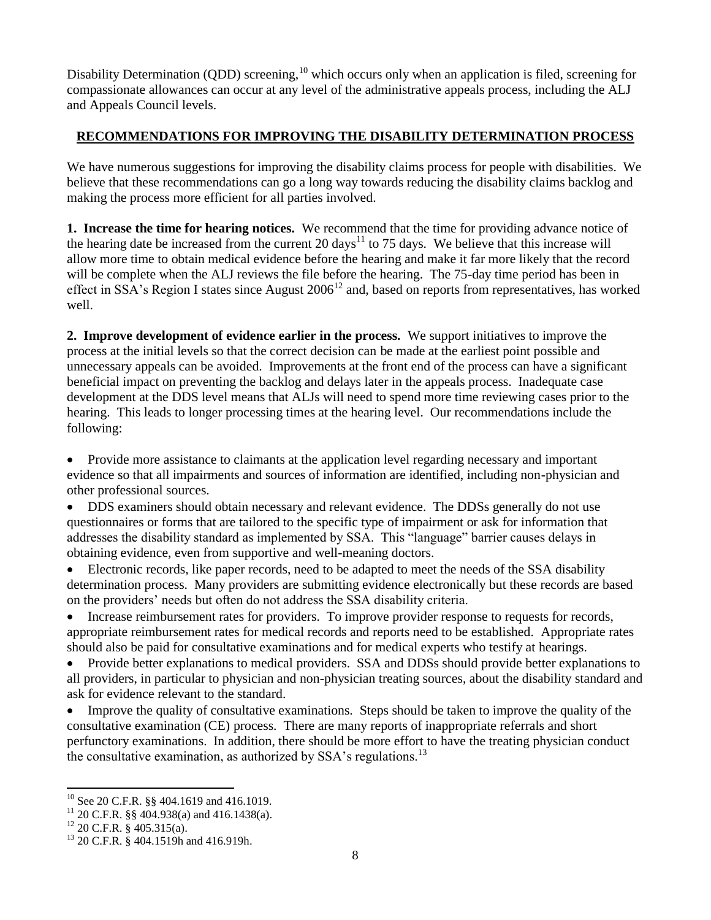Disability Determination (QDD) screening,[10] which occurs only when an application is filed, screening for compassionate allowances can occur at any level of the administrative appeals process, including the ALJ and Appeals Council levels.

## RECOMMENDATIONS FOR IMPROVING THE DISABILITY DETERMINATION PROCESS

We have numerous suggestions for improving the disability claims process for people with disabilities. We believe that these recommendations can go a long way towards reducing the disability claims backlog and making the process more efficient for all parties involved.

**1. Increase the time for hearing notices.** We recommend that the time for providing advance notice of the hearing date be increased from the current 20 days[11] to 75 days. We believe that this increase will allow more time to obtain medical evidence before the hearing and make it far more likely that the record will be complete when the ALJ reviews the file before the hearing. The 75-day time period has been in effect in SSA's Region I states since August 2006[12] and, based on reports from representatives, has worked well.

**2. Improve development of evidence earlier in the process.** We support initiatives to improve the process at the initial levels so that the correct decision can be made at the earliest point possible and unnecessary appeals can be avoided. Improvements at the front end of the process can have a significant beneficial impact on preventing the backlog and delays later in the appeals process. Inadequate case development at the DDS level means that ALJs will need to spend more time reviewing cases prior to the hearing. This leads to longer processing times at the hearing level. Our recommendations include the following:

- Provide more assistance to claimants at the application level regarding necessary and important evidence so that all impairments and sources of information are identified, including non-physician and other professional sources.
- DDS examiners should obtain necessary and relevant evidence. The DDSs generally do not use questionnaires or forms that are tailored to the specific type of impairment or ask for information that addresses the disability standard as implemented by SSA. This "language" barrier causes delays in obtaining evidence, even from supportive and well-meaning doctors.
- Electronic records, like paper records, need to be adapted to meet the needs of the SSA disability determination process. Many providers are submitting evidence electronically but these records are based on the providers' needs but often do not address the SSA disability criteria.
- Increase reimbursement rates for providers. To improve provider response to requests for records, appropriate reimbursement rates for medical records and reports need to be established. Appropriate rates should also be paid for consultative examinations and for medical experts who testify at hearings.
- Provide better explanations to medical providers. SSA and DDSs should provide better explanations to all providers, in particular to physician and non-physician treating sources, about the disability standard and ask for evidence relevant to the standard.
- Improve the quality of consultative examinations. Steps should be taken to improve the quality of the consultative examination (CE) process. There are many reports of inappropriate referrals and short perfunctory examinations. In addition, there should be more effort to have the treating physician conduct the consultative examination, as authorized by SSA's regulations.[13]

---

[10] See 20 C.F.R. §§ 404.1619 and 416.1019.

[11] 20 C.F.R. §§ 404.938(a) and 416.1438(a).

[12] 20 C.F.R. § 405.315(a).

[13] 20 C.F.R. § 404.1519h and 416.919h.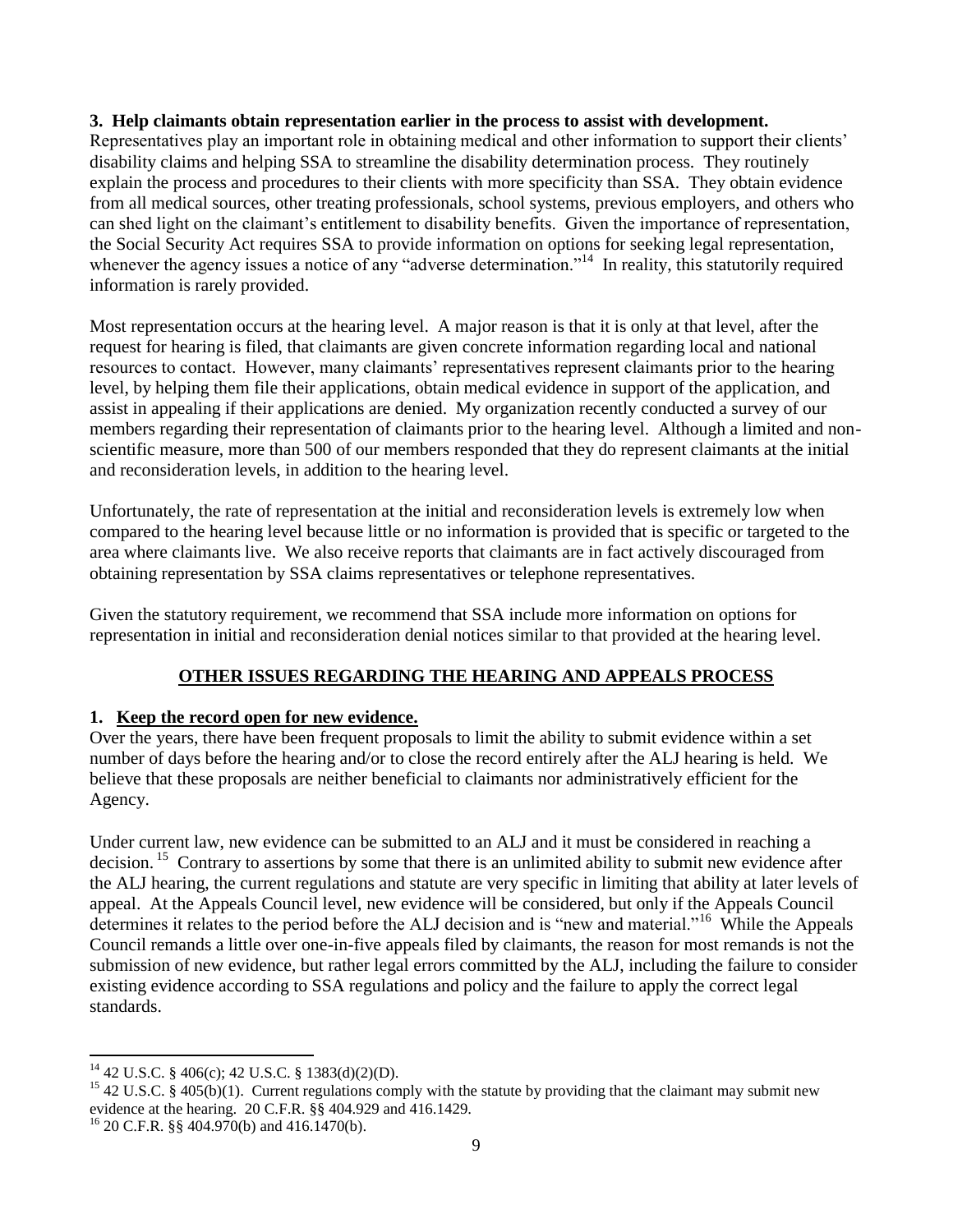**3. Help claimants obtain representation earlier in the process to assist with development.**
Representatives play an important role in obtaining medical and other information to support their clients' disability claims and helping SSA to streamline the disability determination process. They routinely explain the process and procedures to their clients with more specificity than SSA. They obtain evidence from all medical sources, other treating professionals, school systems, previous employers, and others who can shed light on the claimant's entitlement to disability benefits. Given the importance of representation, the Social Security Act requires SSA to provide information on options for seeking legal representation, whenever the agency issues a notice of any "adverse determination."[14] In reality, this statutorily required information is rarely provided.

Most representation occurs at the hearing level. A major reason is that it is only at that level, after the request for hearing is filed, that claimants are given concrete information regarding local and national resources to contact. However, many claimants' representatives represent claimants prior to the hearing level, by helping them file their applications, obtain medical evidence in support of the application, and assist in appealing if their applications are denied. My organization recently conducted a survey of our members regarding their representation of claimants prior to the hearing level. Although a limited and non-scientific measure, more than 500 of our members responded that they do represent claimants at the initial and reconsideration levels, in addition to the hearing level.

Unfortunately, the rate of representation at the initial and reconsideration levels is extremely low when compared to the hearing level because little or no information is provided that is specific or targeted to the area where claimants live. We also receive reports that claimants are in fact actively discouraged from obtaining representation by SSA claims representatives or telephone representatives.

Given the statutory requirement, we recommend that SSA include more information on options for representation in initial and reconsideration denial notices similar to that provided at the hearing level.

## OTHER ISSUES REGARDING THE HEARING AND APPEALS PROCESS

**1. Keep the record open for new evidence.**
Over the years, there have been frequent proposals to limit the ability to submit evidence within a set number of days before the hearing and/or to close the record entirely after the ALJ hearing is held. We believe that these proposals are neither beneficial to claimants nor administratively efficient for the Agency.

Under current law, new evidence can be submitted to an ALJ and it must be considered in reaching a decision.[15] Contrary to assertions by some that there is an unlimited ability to submit new evidence after the ALJ hearing, the current regulations and statute are very specific in limiting that ability at later levels of appeal. At the Appeals Council level, new evidence will be considered, but only if the Appeals Council determines it relates to the period before the ALJ decision and is "new and material."[16] While the Appeals Council remands a little over one-in-five appeals filed by claimants, the reason for most remands is not the submission of new evidence, but rather legal errors committed by the ALJ, including the failure to consider existing evidence according to SSA regulations and policy and the failure to apply the correct legal standards.

---

[14] 42 U.S.C. § 406(c); 42 U.S.C. § 1383(d)(2)(D).

[15] 42 U.S.C. § 405(b)(1). Current regulations comply with the statute by providing that the claimant may submit new evidence at the hearing. 20 C.F.R. §§ 404.929 and 416.1429.

[16] 20 C.F.R. §§ 404.970(b) and 416.1470(b).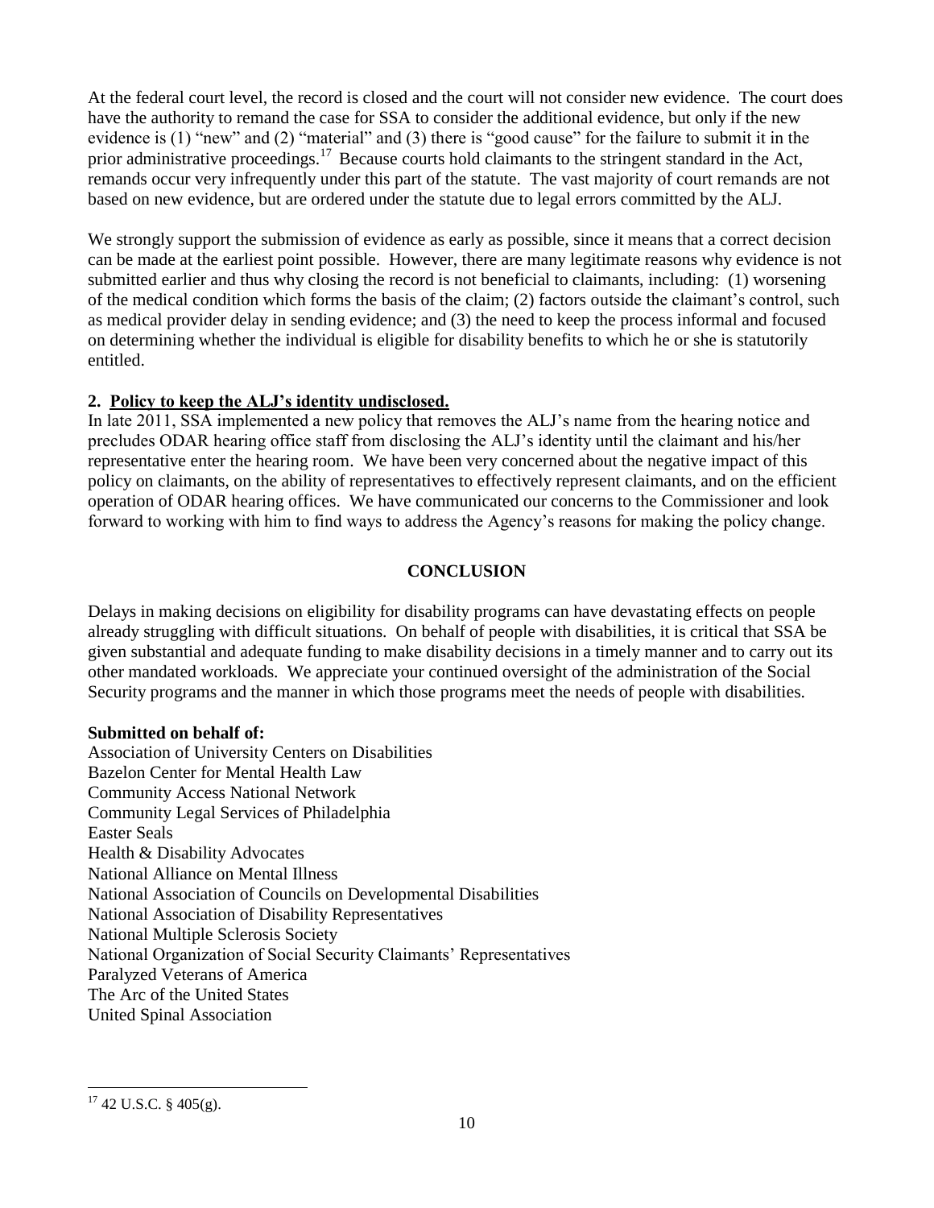At the federal court level, the record is closed and the court will not consider new evidence. The court does have the authority to remand the case for SSA to consider the additional evidence, but only if the new evidence is (1) "new" and (2) "material" and (3) there is "good cause" for the failure to submit it in the prior administrative proceedings.[17] Because courts hold claimants to the stringent standard in the Act, remands occur very infrequently under this part of the statute. The vast majority of court remands are not based on new evidence, but are ordered under the statute due to legal errors committed by the ALJ.

We strongly support the submission of evidence as early as possible, since it means that a correct decision can be made at the earliest point possible. However, there are many legitimate reasons why evidence is not submitted earlier and thus why closing the record is not beneficial to claimants, including: (1) worsening of the medical condition which forms the basis of the claim; (2) factors outside the claimant's control, such as medical provider delay in sending evidence; and (3) the need to keep the process informal and focused on determining whether the individual is eligible for disability benefits to which he or she is statutorily entitled.

**2. Policy to keep the ALJ's identity undisclosed.**

In late 2011, SSA implemented a new policy that removes the ALJ's name from the hearing notice and precludes ODAR hearing office staff from disclosing the ALJ's identity until the claimant and his/her representative enter the hearing room. We have been very concerned about the negative impact of this policy on claimants, on the ability of representatives to effectively represent claimants, and on the efficient operation of ODAR hearing offices. We have communicated our concerns to the Commissioner and look forward to working with him to find ways to address the Agency's reasons for making the policy change.

## CONCLUSION

Delays in making decisions on eligibility for disability programs can have devastating effects on people already struggling with difficult situations. On behalf of people with disabilities, it is critical that SSA be given substantial and adequate funding to make disability decisions in a timely manner and to carry out its other mandated workloads. We appreciate your continued oversight of the administration of the Social Security programs and the manner in which those programs meet the needs of people with disabilities.

**Submitted on behalf of:**

Association of University Centers on Disabilities
Bazelon Center for Mental Health Law
Community Access National Network
Community Legal Services of Philadelphia
Easter Seals
Health & Disability Advocates
National Alliance on Mental Illness
National Association of Councils on Developmental Disabilities
National Association of Disability Representatives
National Multiple Sclerosis Society
National Organization of Social Security Claimants' Representatives
Paralyzed Veterans of America
The Arc of the United States
United Spinal Association

[17] 42 U.S.C. § 405(g).